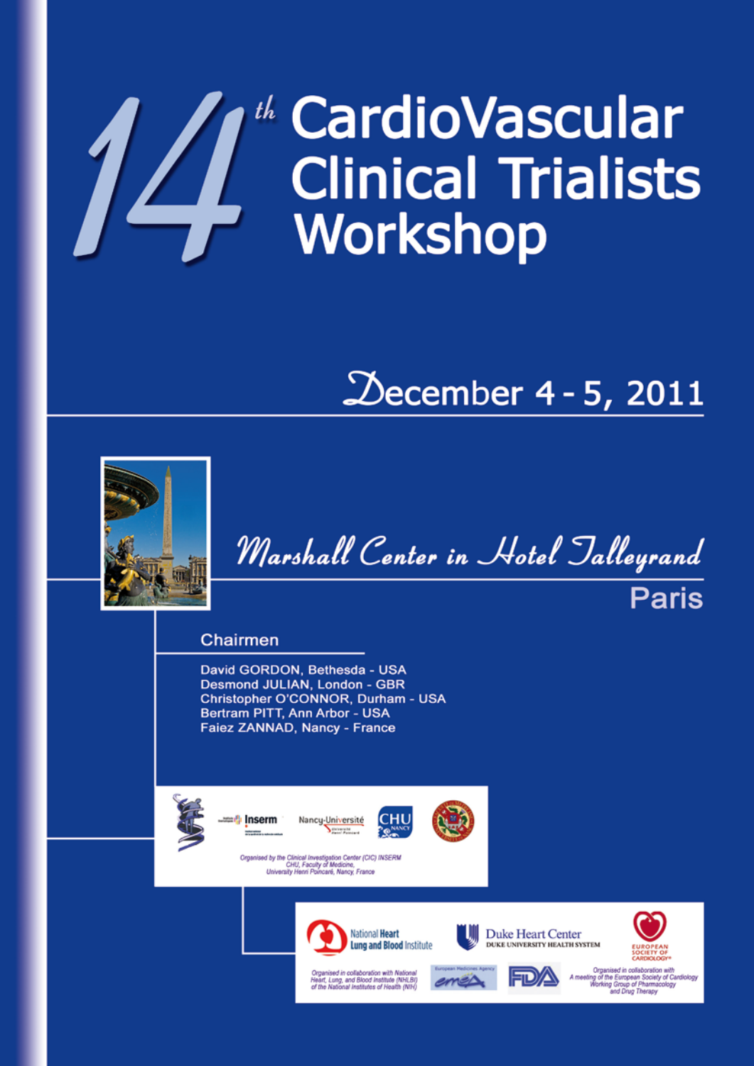# 14th CardioVascular Clinical Trialists Workshop

December 4 - 5, 2011

*Marshall Center in Hotel Talleyrand*

Paris

## Chairmen

David GORDON, Bethesda - USA
Desmond JULIAN, London - GBR
Christopher O'CONNOR, Durham - USA
Bertram PITT, Ann Arbor - USA
Faiez ZANNAD, Nancy - France

Inserm
Nancy-Université
CHU Nancy

*Organised by the Clinical Investigation Center (CIC) INSERM CHU, Faculty of Medicine, University Henri Poincaré, Nancy, France*

National Heart Lung and Blood Institute
Duke Heart Center
Duke University Health System
European Society of Cardiology

*Organised in collaboration with National Heart, Lung, and Blood Institute (NHLBI) of the National Institutes of Health (NIH)*

European Medicines Agency
emea
FDA

*Organised in collaboration with A meeting of the European Society of Cardiology Working Group of Pharmacology and Drug Therapy*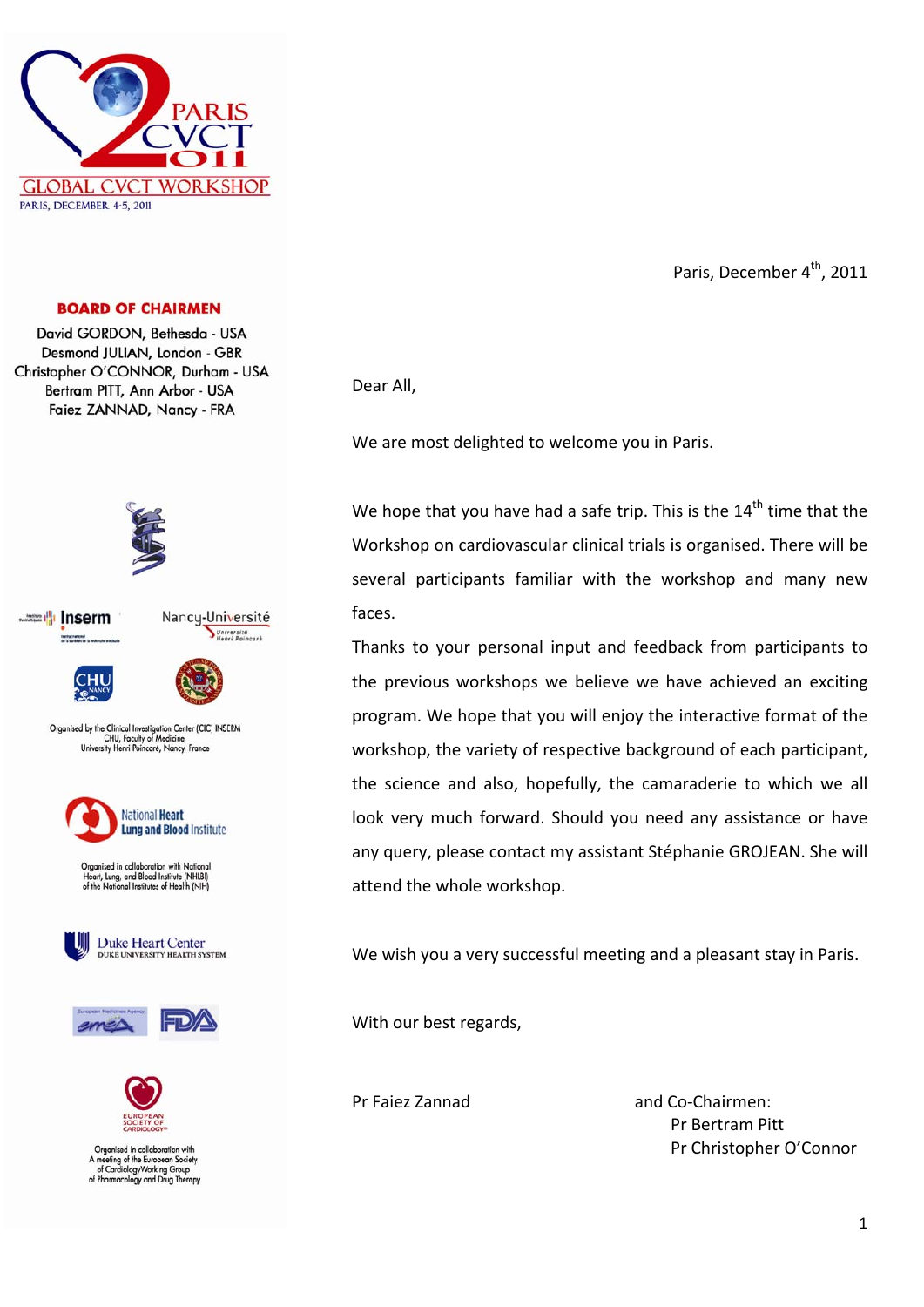PARIS CVCT 2011

GLOBAL CVCT WORKSHOP

PARIS, DECEMBER 4-5, 2011

**BOARD OF CHAIRMEN**

David GORDON, Bethesda - USA
Desmond JULIAN, London - GBR
Christopher O'CONNOR, Durham - USA
Bertram PITT, Ann Arbor - USA
Faiez ZANNAD, Nancy - FRA

Inserm

Nancy-Université
Université Henri Poincaré

CHU NANCY

Organised by the Clinical Investigation Center (CIC) INSERM CHU, Faculty of Medicine, University Henri Poincaré, Nancy, France

National Heart Lung and Blood Institute

Organised in collaboration with National Heart, Lung, and Blood Institute (NHLBI) of the National Institutes of Health (NIH)

Duke Heart Center
DUKE UNIVERSITY HEALTH SYSTEM

European Medicines Agency emea

FDA

EUROPEAN SOCIETY OF CARDIOLOGY®

Organised in collaboration with
A meeting of the European Society of Cardiology Working Group of Pharmacology and Drug Therapy

Paris, December 4th, 2011

Dear All,

We are most delighted to welcome you in Paris.

We hope that you have had a safe trip. This is the 14th time that the Workshop on cardiovascular clinical trials is organised. There will be several participants familiar with the workshop and many new faces.

Thanks to your personal input and feedback from participants to the previous workshops we believe we have achieved an exciting program. We hope that you will enjoy the interactive format of the workshop, the variety of respective background of each participant, the science and also, hopefully, the camaraderie to which we all look very much forward. Should you need any assistance or have any query, please contact my assistant Stéphanie GROJEAN. She will attend the whole workshop.

We wish you a very successful meeting and a pleasant stay in Paris.

With our best regards,

Pr Faiez Zannad

and Co-Chairmen:
Pr Bertram Pitt
Pr Christopher O'Connor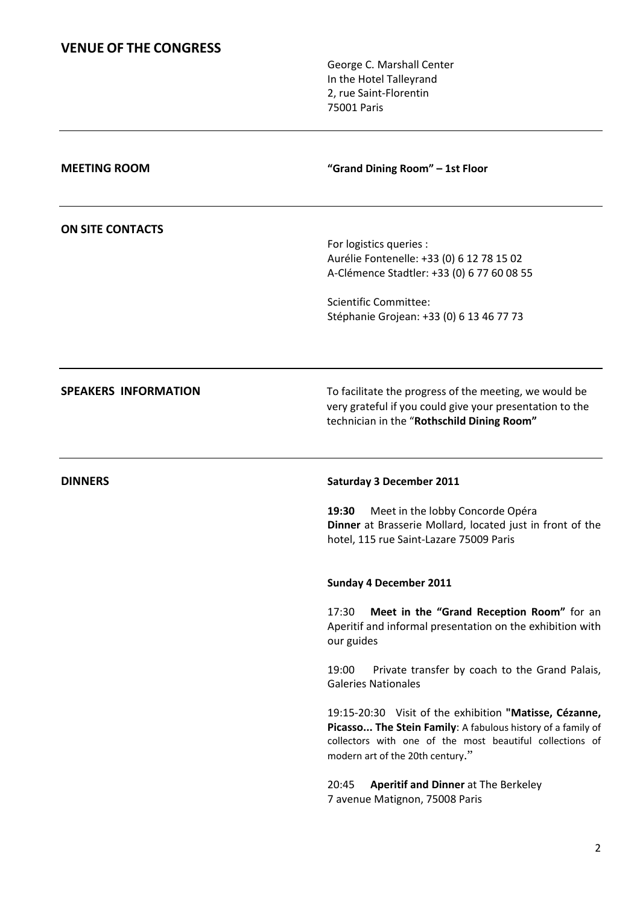## VENUE OF THE CONGRESS

George C. Marshall Center
In the Hotel Talleyrand
2, rue Saint-Florentin
75001 Paris

---

**MEETING ROOM**

**"Grand Dining Room" – 1st Floor**

---

**ON SITE CONTACTS**

For logistics queries :
Aurélie Fontenelle: +33 (0) 6 12 78 15 02
A-Clémence Stadtler: +33 (0) 6 77 60 08 55

Scientific Committee:
Stéphanie Grojean: +33 (0) 6 13 46 77 73

---

**SPEAKERS INFORMATION**

To facilitate the progress of the meeting, we would be very grateful if you could give your presentation to the technician in the "**Rothschild Dining Room"**

---

**DINNERS**

**Saturday 3 December 2011**

**19:30** Meet in the lobby Concorde Opéra
**Dinner** at Brasserie Mollard, located just in front of the hotel, 115 rue Saint-Lazare 75009 Paris

**Sunday 4 December 2011**

17:30 **Meet in the "Grand Reception Room"** for an Aperitif and informal presentation on the exhibition with our guides

19:00 Private transfer by coach to the Grand Palais, Galeries Nationales

19:15-20:30 Visit of the exhibition **"Matisse, Cézanne, Picasso... The Stein Family**: A fabulous history of a family of collectors with one of the most beautiful collections of modern art of the 20th century."

20:45 **Aperitif and Dinner** at The Berkeley
7 avenue Matignon, 75008 Paris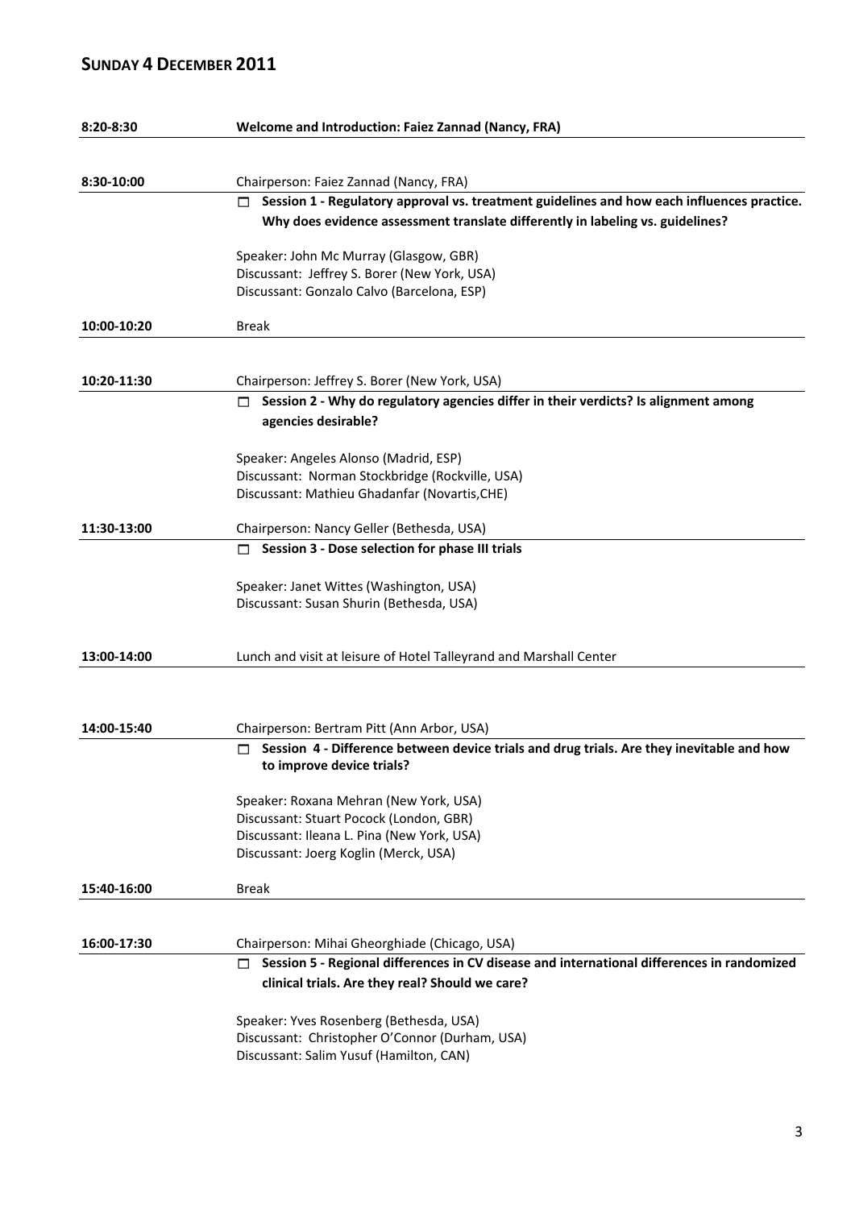## SUNDAY 4 DECEMBER 2011

| | |
|---|---|
| **8:20-8:30** | **Welcome and Introduction: Faiez Zannad (Nancy, FRA)** |
| **8:30-10:00** | Chairperson: Faiez Zannad (Nancy, FRA) |
| | ☐ **Session 1 - Regulatory approval vs. treatment guidelines and how each influences practice. Why does evidence assessment translate differently in labeling vs. guidelines?** |
| | Speaker: John Mc Murray (Glasgow, GBR)<br>Discussant: Jeffrey S. Borer (New York, USA)<br>Discussant: Gonzalo Calvo (Barcelona, ESP) |
| **10:00-10:20** | Break |
| **10:20-11:30** | Chairperson: Jeffrey S. Borer (New York, USA) |
| | ☐ **Session 2 - Why do regulatory agencies differ in their verdicts? Is alignment among agencies desirable?** |
| | Speaker: Angeles Alonso (Madrid, ESP)<br>Discussant: Norman Stockbridge (Rockville, USA)<br>Discussant: Mathieu Ghadanfar (Novartis,CHE) |
| **11:30-13:00** | Chairperson: Nancy Geller (Bethesda, USA) |
| | ☐ **Session 3 - Dose selection for phase III trials** |
| | Speaker: Janet Wittes (Washington, USA)<br>Discussant: Susan Shurin (Bethesda, USA) |
| **13:00-14:00** | Lunch and visit at leisure of Hotel Talleyrand and Marshall Center |
| **14:00-15:40** | Chairperson: Bertram Pitt (Ann Arbor, USA) |
| | ☐ **Session 4 - Difference between device trials and drug trials. Are they inevitable and how to improve device trials?** |
| | Speaker: Roxana Mehran (New York, USA)<br>Discussant: Stuart Pocock (London, GBR)<br>Discussant: Ileana L. Pina (New York, USA)<br>Discussant: Joerg Koglin (Merck, USA) |
| **15:40-16:00** | Break |
| **16:00-17:30** | Chairperson: Mihai Gheorghiade (Chicago, USA) |
| | ☐ **Session 5 - Regional differences in CV disease and international differences in randomized clinical trials. Are they real? Should we care?** |
| | Speaker: Yves Rosenberg (Bethesda, USA)<br>Discussant: Christopher O'Connor (Durham, USA)<br>Discussant: Salim Yusuf (Hamilton, CAN) |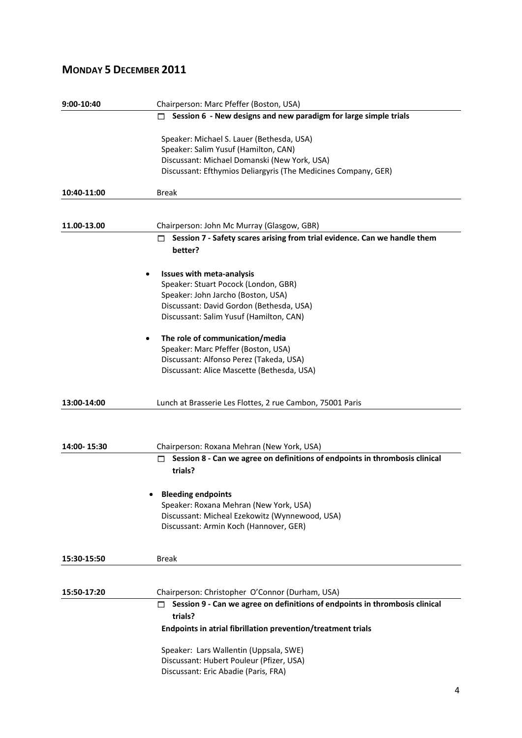## MONDAY 5 DECEMBER 2011

**9:00-10:40**

Chairperson: Marc Pfeffer (Boston, USA)

☐ **Session 6 - New designs and new paradigm for large simple trials**

Speaker: Michael S. Lauer (Bethesda, USA)
Speaker: Salim Yusuf (Hamilton, CAN)
Discussant: Michael Domanski (New York, USA)
Discussant: Efthymios Deliargyris (The Medicines Company, GER)

**10:40-11:00**

Break

**11.00-13.00**

Chairperson: John Mc Murray (Glasgow, GBR)

☐ **Session 7 - Safety scares arising from trial evidence. Can we handle them better?**

- **Issues with meta-analysis**
  Speaker: Stuart Pocock (London, GBR)
  Speaker: John Jarcho (Boston, USA)
  Discussant: David Gordon (Bethesda, USA)
  Discussant: Salim Yusuf (Hamilton, CAN)

- **The role of communication/media**
  Speaker: Marc Pfeffer (Boston, USA)
  Discussant: Alfonso Perez (Takeda, USA)
  Discussant: Alice Mascette (Bethesda, USA)

**13:00-14:00**

Lunch at Brasserie Les Flottes, 2 rue Cambon, 75001 Paris

**14:00- 15:30**

Chairperson: Roxana Mehran (New York, USA)

☐ **Session 8 - Can we agree on definitions of endpoints in thrombosis clinical trials?**

- **Bleeding endpoints**
  Speaker: Roxana Mehran (New York, USA)
  Discussant: Micheal Ezekowitz (Wynnewood, USA)
  Discussant: Armin Koch (Hannover, GER)

**15:30-15:50**

Break

**15:50-17:20**

Chairperson: Christopher O'Connor (Durham, USA)

☐ **Session 9 - Can we agree on definitions of endpoints in thrombosis clinical trials?**

**Endpoints in atrial fibrillation prevention/treatment trials**

Speaker: Lars Wallentin (Uppsala, SWE)
Discussant: Hubert Pouleur (Pfizer, USA)
Discussant: Eric Abadie (Paris, FRA)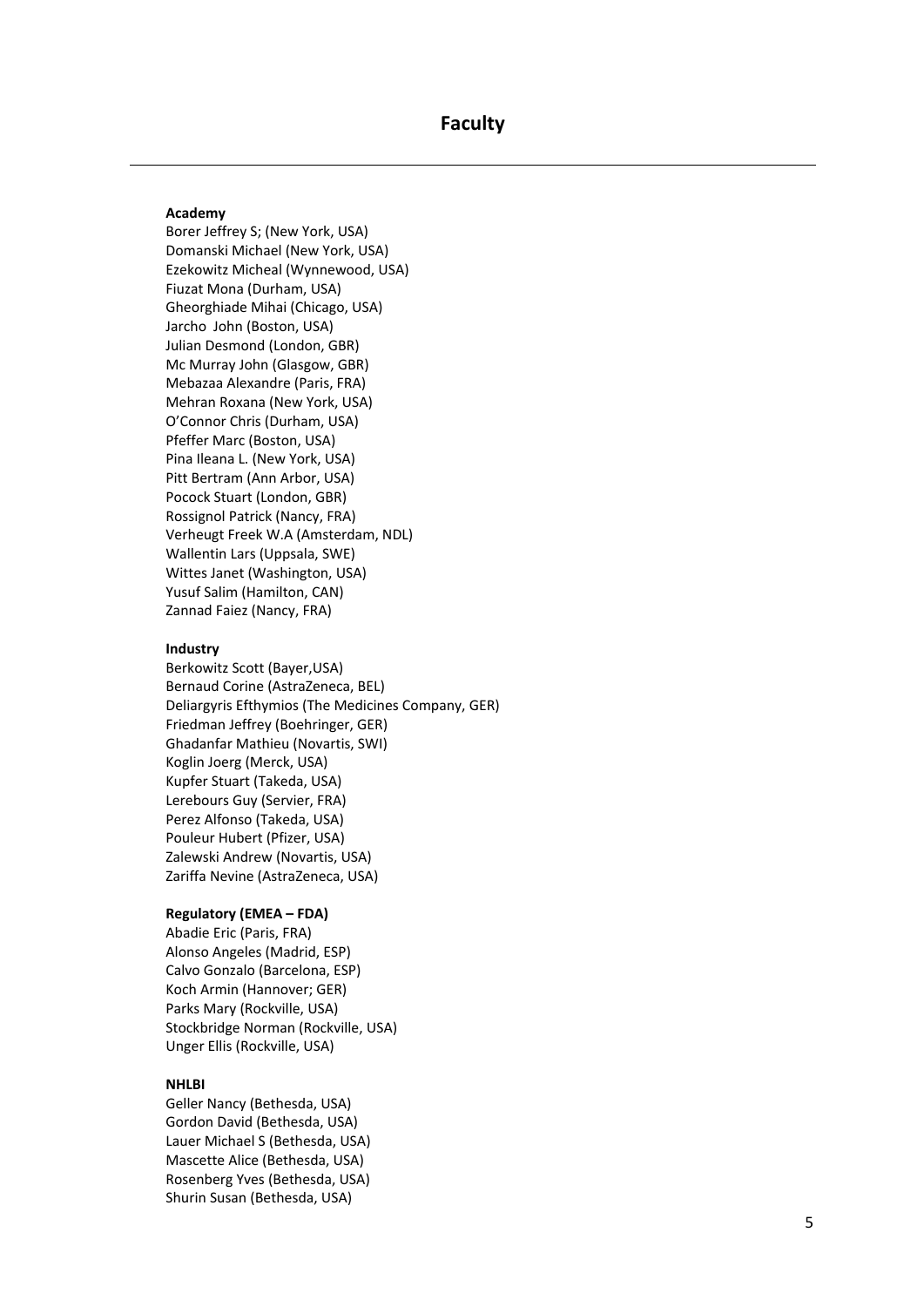# Faculty

---

**Academy**

Borer Jeffrey S; (New York, USA)
Domanski Michael (New York, USA)
Ezekowitz Micheal (Wynnewood, USA)
Fiuzat Mona (Durham, USA)
Gheorghiade Mihai (Chicago, USA)
Jarcho John (Boston, USA)
Julian Desmond (London, GBR)
Mc Murray John (Glasgow, GBR)
Mebazaa Alexandre (Paris, FRA)
Mehran Roxana (New York, USA)
O'Connor Chris (Durham, USA)
Pfeffer Marc (Boston, USA)
Pina Ileana L. (New York, USA)
Pitt Bertram (Ann Arbor, USA)
Pocock Stuart (London, GBR)
Rossignol Patrick (Nancy, FRA)
Verheugt Freek W.A (Amsterdam, NDL)
Wallentin Lars (Uppsala, SWE)
Wittes Janet (Washington, USA)
Yusuf Salim (Hamilton, CAN)
Zannad Faiez (Nancy, FRA)

**Industry**

Berkowitz Scott (Bayer,USA)
Bernaud Corine (AstraZeneca, BEL)
Deliargyris Efthymios (The Medicines Company, GER)
Friedman Jeffrey (Boehringer, GER)
Ghadanfar Mathieu (Novartis, SWI)
Koglin Joerg (Merck, USA)
Kupfer Stuart (Takeda, USA)
Lerebours Guy (Servier, FRA)
Perez Alfonso (Takeda, USA)
Pouleur Hubert (Pfizer, USA)
Zalewski Andrew (Novartis, USA)
Zariffa Nevine (AstraZeneca, USA)

**Regulatory (EMEA – FDA)**

Abadie Eric (Paris, FRA)
Alonso Angeles (Madrid, ESP)
Calvo Gonzalo (Barcelona, ESP)
Koch Armin (Hannover; GER)
Parks Mary (Rockville, USA)
Stockbridge Norman (Rockville, USA)
Unger Ellis (Rockville, USA)

**NHLBI**

Geller Nancy (Bethesda, USA)
Gordon David (Bethesda, USA)
Lauer Michael S (Bethesda, USA)
Mascette Alice (Bethesda, USA)
Rosenberg Yves (Bethesda, USA)
Shurin Susan (Bethesda, USA)